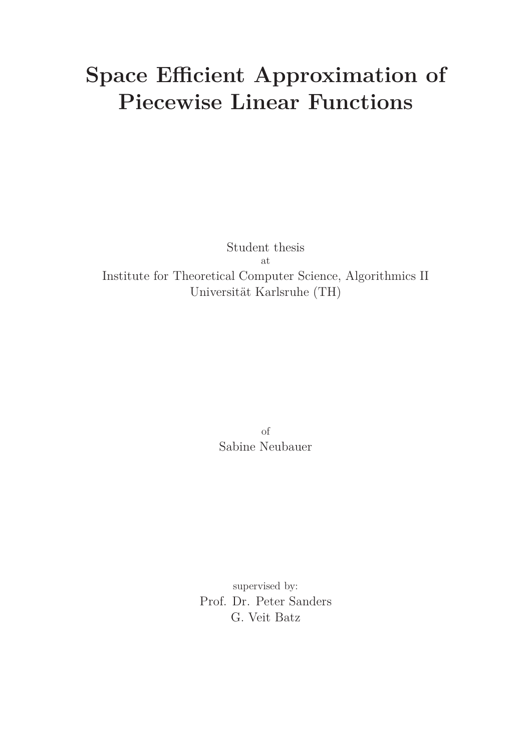# Space Efficient Approximation of Piecewise Linear Functions

Student thesis
at
Institute for Theoretical Computer Science, Algorithmics II
Universität Karlsruhe (TH)

of
Sabine Neubauer

supervised by:
Prof. Dr. Peter Sanders
G. Veit Batz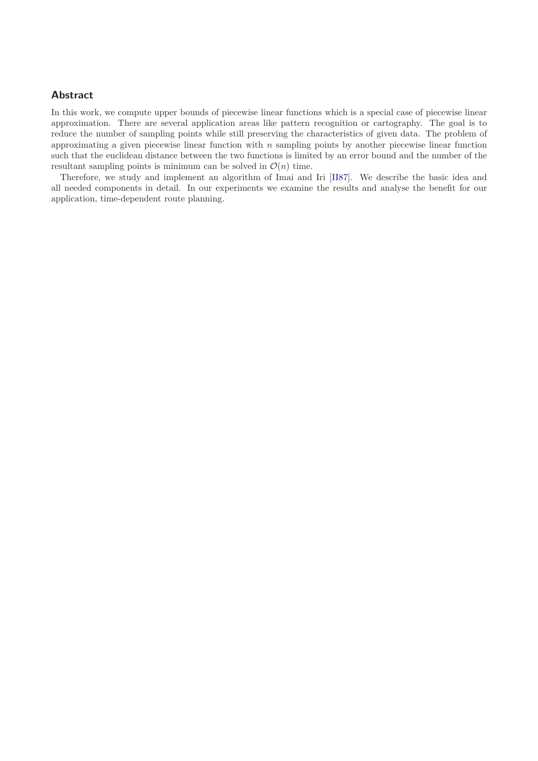## Abstract

In this work, we compute upper bounds of piecewise linear functions which is a special case of piecewise linear approximation. There are several application areas like pattern recognition or cartography. The goal is to reduce the number of sampling points while still preserving the characteristics of given data. The problem of approximating a given piecewise linear function with $n$ sampling points by another piecewise linear function such that the euclidean distance between the two functions is limited by an error bound and the number of the resultant sampling points is minimum can be solved in $\mathcal{O}(n)$ time.

Therefore, we study and implement an algorithm of Imai and Iri [II87]. We describe the basic idea and all needed components in detail. In our experiments we examine the results and analyse the benefit for our application, time-dependent route planning.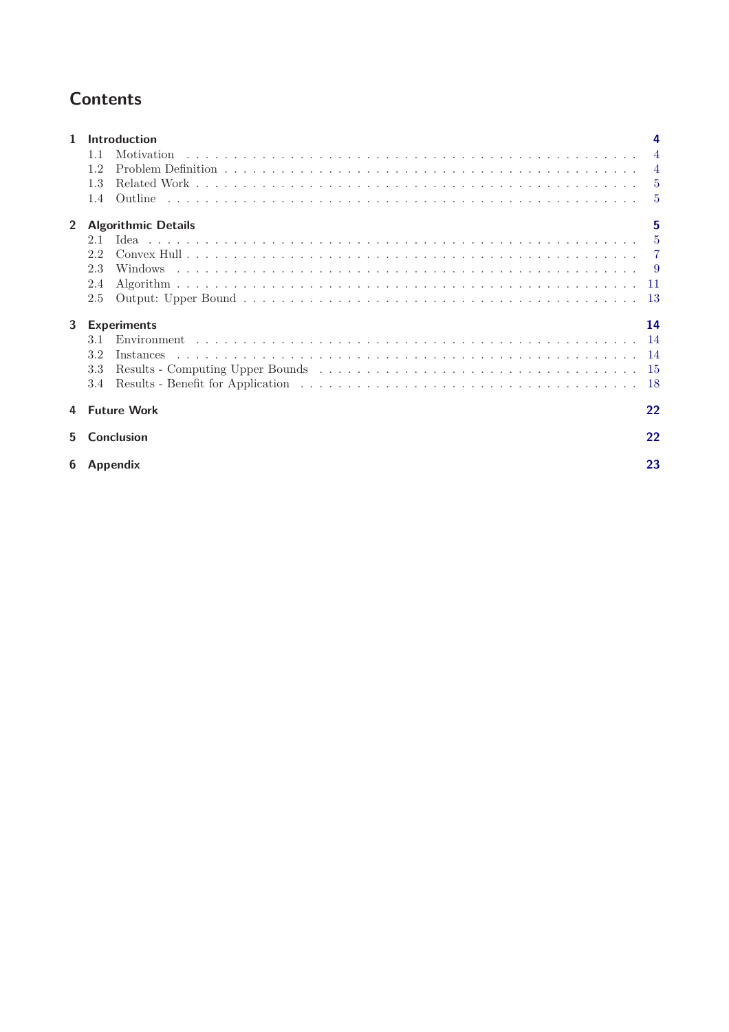# Contents

- **1 Introduction** — 4
  - 1.1 Motivation — 4
  - 1.2 Problem Definition — 4
  - 1.3 Related Work — 5
  - 1.4 Outline — 5
- **2 Algorithmic Details** — 5
  - 2.1 Idea — 5
  - 2.2 Convex Hull — 7
  - 2.3 Windows — 9
  - 2.4 Algorithm — 11
  - 2.5 Output: Upper Bound — 13
- **3 Experiments** — 14
  - 3.1 Environment — 14
  - 3.2 Instances — 14
  - 3.3 Results - Computing Upper Bounds — 15
  - 3.4 Results - Benefit for Application — 18
- **4 Future Work** — 22
- **5 Conclusion** — 22
- **6 Appendix** — 23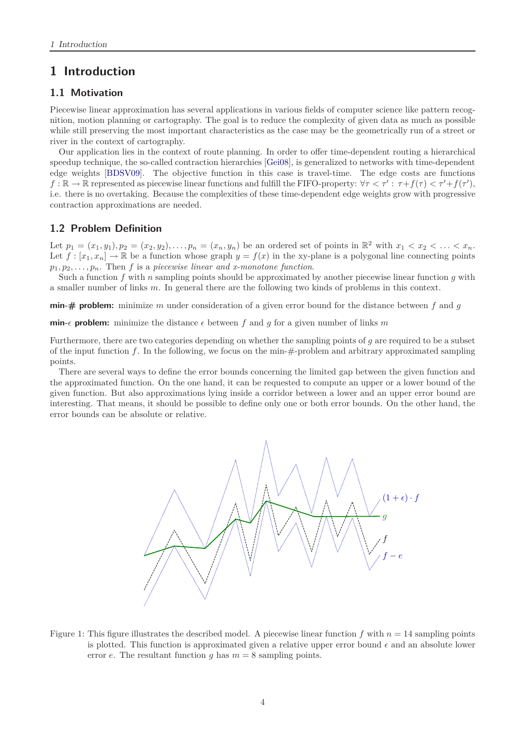# 1 Introduction

## 1.1 Motivation

Piecewise linear approximation has several applications in various fields of computer science like pattern recognition, motion planning or cartography. The goal is to reduce the complexity of given data as much as possible while still preserving the most important characteristics as the case may be the geometrically run of a street or river in the context of cartography.

Our application lies in the context of route planning. In order to offer time-dependent routing a hierarchical speedup technique, the so-called contraction hierarchies [Gei08], is generalized to networks with time-dependent edge weights [BDSV09]. The objective function in this case is travel-time. The edge costs are functions $f : \mathbb{R} \to \mathbb{R}$ represented as piecewise linear functions and fulfill the FIFO-property: $\forall \tau < \tau' : \tau + f(\tau) < \tau' + f(\tau')$, i.e. there is no overtaking. Because the complexities of these time-dependent edge weights grow with progressive contraction approximations are needed.

## 1.2 Problem Definition

Let $p_1 = (x_1, y_1), p_2 = (x_2, y_2), \ldots, p_n = (x_n, y_n)$ be an ordered set of points in $\mathbb{R}^2$ with $x_1 < x_2 < \ldots < x_n$. Let $f : [x_1, x_n] \to \mathbb{R}$ be a function whose graph $y = f(x)$ in the xy-plane is a polygonal line connecting points $p_1, p_2, \ldots, p_n$. Then $f$ is a *piecewise linear and x-monotone function*.

Such a function $f$ with $n$ sampling points should be approximated by another piecewise linear function $g$ with a smaller number of links $m$. In general there are the following two kinds of problems in this context.

**min-# problem:** minimize $m$ under consideration of a given error bound for the distance between $f$ and $g$

**min-$\epsilon$ problem:** minimize the distance $\epsilon$ between $f$ and $g$ for a given number of links $m$

Furthermore, there are two categories depending on whether the sampling points of $g$ are required to be a subset of the input function $f$. In the following, we focus on the min-#-problem and arbitrary approximated sampling points.

There are several ways to define the error bounds concerning the limited gap between the given function and the approximated function. On the one hand, it can be requested to compute an upper or a lower bound of the given function. But also approximations lying inside a corridor between a lower and an upper error bound are interesting. That means, it should be possible to define only one or both error bounds. On the other hand, the error bounds can be absolute or relative.

Figure 1: This figure illustrates the described model. A piecewise linear function $f$ with $n = 14$ sampling points is plotted. This function is approximated given a relative upper error bound $\epsilon$ and an absolute lower error $e$. The resultant function $g$ has $m = 8$ sampling points.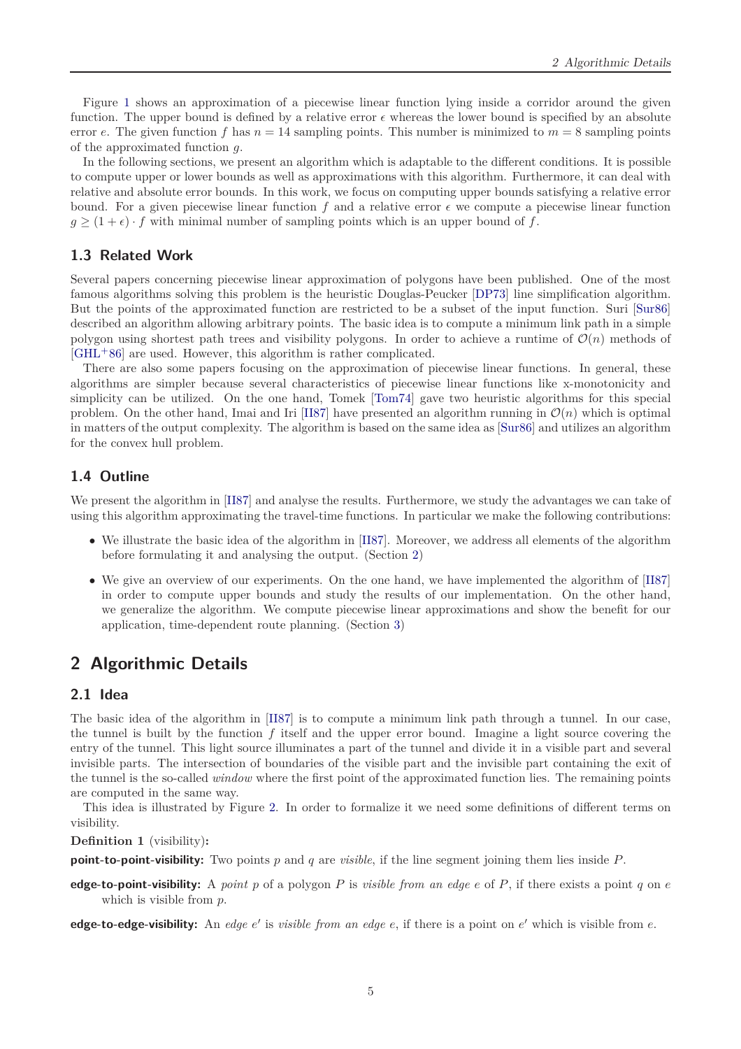Figure 1 shows an approximation of a piecewise linear function lying inside a corridor around the given function. The upper bound is defined by a relative error $\epsilon$ whereas the lower bound is specified by an absolute error $e$. The given function $f$ has $n = 14$ sampling points. This number is minimized to $m = 8$ sampling points of the approximated function $g$.

In the following sections, we present an algorithm which is adaptable to the different conditions. It is possible to compute upper or lower bounds as well as approximations with this algorithm. Furthermore, it can deal with relative and absolute error bounds. In this work, we focus on computing upper bounds satisfying a relative error bound. For a given piecewise linear function $f$ and a relative error $\epsilon$ we compute a piecewise linear function $g \geq (1 + \epsilon) \cdot f$ with minimal number of sampling points which is an upper bound of $f$.

### 1.3 Related Work

Several papers concerning piecewise linear approximation of polygons have been published. One of the most famous algorithms solving this problem is the heuristic Douglas-Peucker [DP73] line simplification algorithm. But the points of the approximated function are restricted to be a subset of the input function. Suri [Sur86] described an algorithm allowing arbitrary points. The basic idea is to compute a minimum link path in a simple polygon using shortest path trees and visibility polygons. In order to achieve a runtime of $\mathcal{O}(n)$ methods of [GHL+86] are used. However, this algorithm is rather complicated.

There are also some papers focusing on the approximation of piecewise linear functions. In general, these algorithms are simpler because several characteristics of piecewise linear functions like x-monotonicity and simplicity can be utilized. On the one hand, Tomek [Tom74] gave two heuristic algorithms for this special problem. On the other hand, Imai and Iri [II87] have presented an algorithm running in $\mathcal{O}(n)$ which is optimal in matters of the output complexity. The algorithm is based on the same idea as [Sur86] and utilizes an algorithm for the convex hull problem.

### 1.4 Outline

We present the algorithm in [II87] and analyse the results. Furthermore, we study the advantages we can take of using this algorithm approximating the travel-time functions. In particular we make the following contributions:

- We illustrate the basic idea of the algorithm in [II87]. Moreover, we address all elements of the algorithm before formulating it and analysing the output. (Section 2)
- We give an overview of our experiments. On the one hand, we have implemented the algorithm of [II87] in order to compute upper bounds and study the results of our implementation. On the other hand, we generalize the algorithm. We compute piecewise linear approximations and show the benefit for our application, time-dependent route planning. (Section 3)

## 2 Algorithmic Details

### 2.1 Idea

The basic idea of the algorithm in [II87] is to compute a minimum link path through a tunnel. In our case, the tunnel is built by the function $f$ itself and the upper error bound. Imagine a light source covering the entry of the tunnel. This light source illuminates a part of the tunnel and divide it in a visible part and several invisible parts. The intersection of boundaries of the visible part and the invisible part containing the exit of the tunnel is the so-called *window* where the first point of the approximated function lies. The remaining points are computed in the same way.

This idea is illustrated by Figure 2. In order to formalize it we need some definitions of different terms on visibility.

**Definition 1** (visibility)**:**

**point-to-point-visibility:** Two points $p$ and $q$ are *visible*, if the line segment joining them lies inside $P$.

**edge-to-point-visibility:** A *point* $p$ of a polygon $P$ is *visible from an edge* $e$ of $P$, if there exists a point $q$ on $e$ which is visible from $p$.

**edge-to-edge-visibility:** An *edge* $e'$ is *visible from an edge* $e$, if there is a point on $e'$ which is visible from $e$.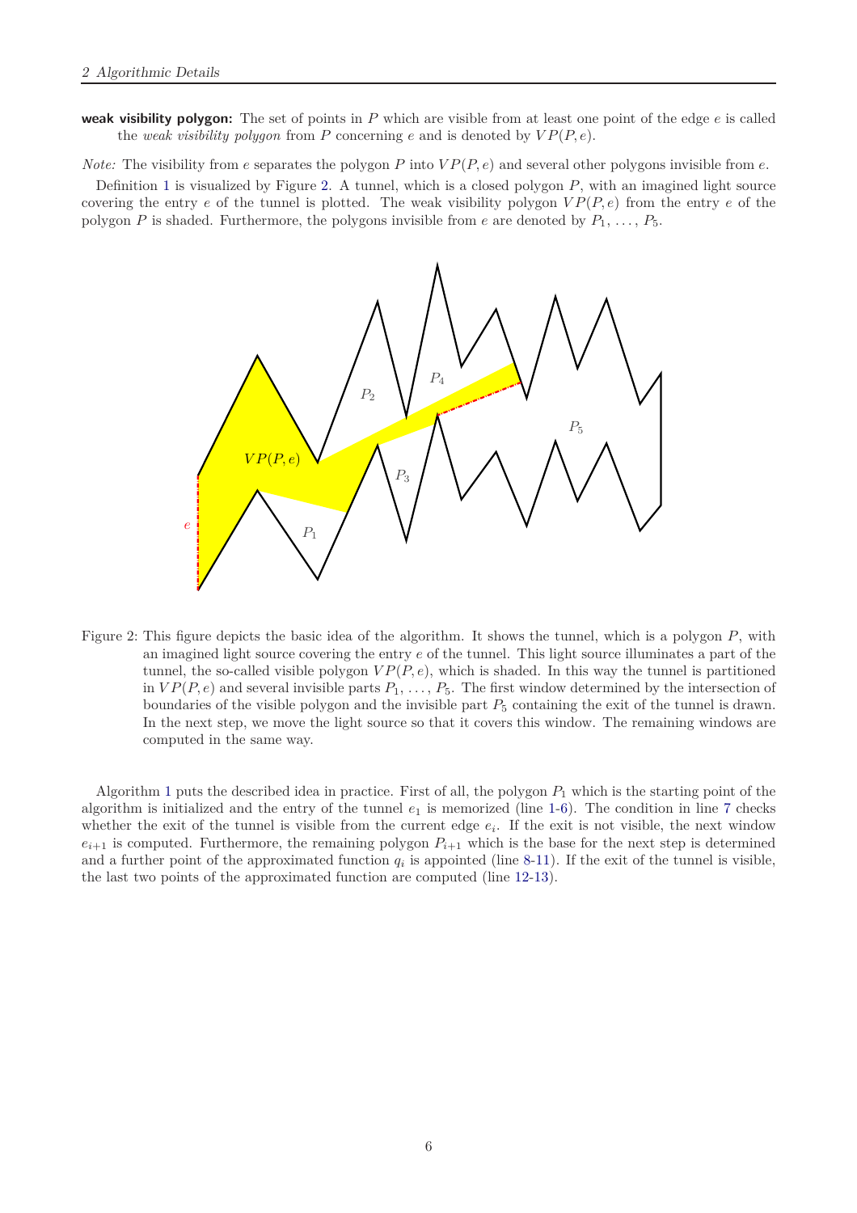**weak visibility polygon:** The set of points in $P$ which are visible from at least one point of the edge $e$ is called the *weak visibility polygon* from $P$ concerning $e$ and is denoted by $VP(P,e)$.

*Note:* The visibility from $e$ separates the polygon $P$ into $VP(P,e)$ and several other polygons invisible from $e$.

Definition 1 is visualized by Figure 2. A tunnel, which is a closed polygon $P$, with an imagined light source covering the entry $e$ of the tunnel is plotted. The weak visibility polygon $VP(P,e)$ from the entry $e$ of the polygon $P$ is shaded. Furthermore, the polygons invisible from $e$ are denoted by $P_1, \ldots, P_5$.

Figure 2: This figure depicts the basic idea of the algorithm. It shows the tunnel, which is a polygon $P$, with an imagined light source covering the entry $e$ of the tunnel. This light source illuminates a part of the tunnel, the so-called visible polygon $VP(P,e)$, which is shaded. In this way the tunnel is partitioned in $VP(P,e)$ and several invisible parts $P_1, \ldots, P_5$. The first window determined by the intersection of boundaries of the visible polygon and the invisible part $P_5$ containing the exit of the tunnel is drawn. In the next step, we move the light source so that it covers this window. The remaining windows are computed in the same way.

Algorithm 1 puts the described idea in practice. First of all, the polygon $P_1$ which is the starting point of the algorithm is initialized and the entry of the tunnel $e_1$ is memorized (line 1-6). The condition in line 7 checks whether the exit of the tunnel is visible from the current edge $e_i$. If the exit is not visible, the next window $e_{i+1}$ is computed. Furthermore, the remaining polygon $P_{i+1}$ which is the base for the next step is determined and a further point of the approximated function $q_i$ is appointed (line 8-11). If the exit of the tunnel is visible, the last two points of the approximated function are computed (line 12-13).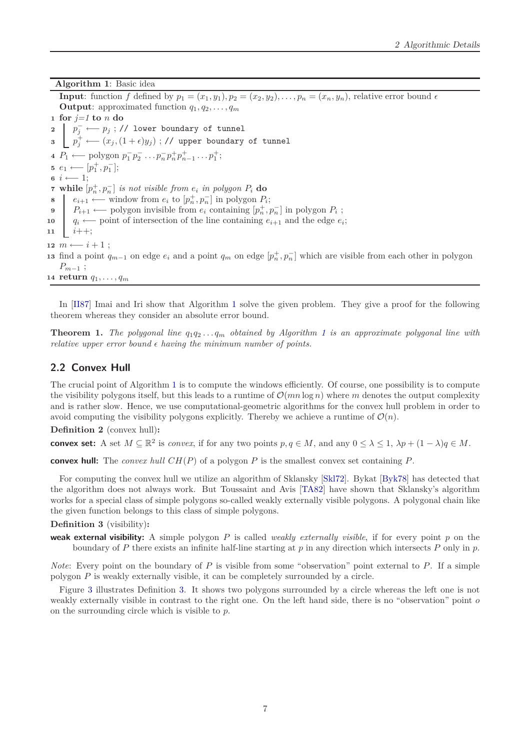**Algorithm 1**: Basic idea

```
Input: function f defined by p_1 = (x_1, y_1), p_2 = (x_2, y_2), ..., p_n = (x_n, y_n), relative error bound ϵ
Output: approximated function q_1, q_2, ..., q_m
1  for j=1 to n do
2      p_j^- ⟵ p_j ; // lower boundary of tunnel
3      p_j^+ ⟵ (x_j, (1 + ϵ)y_j) ; // upper boundary of tunnel
4  P_1 ⟵ polygon p_1^- p_2^- ... p_n^- p_n^+ p_{n-1}^+ ... p_1^+;
5  e_1 ⟵ [p_1^+, p_1^-];
6  i ⟵ 1;
7  while [p_n^+, p_n^-] is not visible from e_i in polygon P_i do
8      e_{i+1} ⟵ window from e_i to [p_n^+, p_n^-] in polygon P_i;
9      P_{i+1} ⟵ polygon invisible from e_i containing [p_n^+, p_n^-] in polygon P_i ;
10     q_i ⟵ point of intersection of the line containing e_{i+1} and the edge e_i;
11     i++;
12 m ⟵ i + 1 ;
13 find a point q_{m-1} on edge e_i and a point q_m on edge [p_n^+, p_n^-] which are visible from each other in polygon
   P_{m-1} ;
14 return q_1, ..., q_m
```

In [II87] Imai and Iri show that Algorithm 1 solve the given problem. They give a proof for the following theorem whereas they consider an absolute error bound.

**Theorem 1.** *The polygonal line $q_1 q_2 \ldots q_m$ obtained by Algorithm 1 is an approximate polygonal line with relative upper error bound $\epsilon$ having the minimum number of points.*

## 2.2 Convex Hull

The crucial point of Algorithm 1 is to compute the windows efficiently. Of course, one possibility is to compute the visibility polygons itself, but this leads to a runtime of $\mathcal{O}(mn \log n)$ where $m$ denotes the output complexity and is rather slow. Hence, we use computational-geometric algorithms for the convex hull problem in order to avoid computing the visibility polygons explicitly. Thereby we achieve a runtime of $\mathcal{O}(n)$.

**Definition 2** (convex hull)**:**

**convex set:** A set $M \subseteq \mathbb{R}^2$ is *convex*, if for any two points $p, q \in M$, and any $0 \leq \lambda \leq 1$, $\lambda p + (1 - \lambda) q \in M$.

**convex hull:** The *convex hull* $CH(P)$ of a polygon $P$ is the smallest convex set containing $P$.

For computing the convex hull we utilize an algorithm of Sklansky [Skl72]. Bykat [Byk78] has detected that the algorithm does not always work. But Toussaint and Avis [TA82] have shown that Sklansky's algorithm works for a special class of simple polygons so-called weakly externally visible polygons. A polygonal chain like the given function belongs to this class of simple polygons.

**Definition 3** (visibility)**:**

**weak external visibility:** A simple polygon $P$ is called *weakly externally visible*, if for every point $p$ on the boundary of $P$ there exists an infinite half-line starting at $p$ in any direction which intersects $P$ only in $p$.

*Note*: Every point on the boundary of $P$ is visible from some "observation" point external to $P$. If a simple polygon $P$ is weakly externally visible, it can be completely surrounded by a circle.

Figure 3 illustrates Definition 3. It shows two polygons surrounded by a circle whereas the left one is not weakly externally visible in contrast to the right one. On the left hand side, there is no "observation" point $o$ on the surrounding circle which is visible to $p$.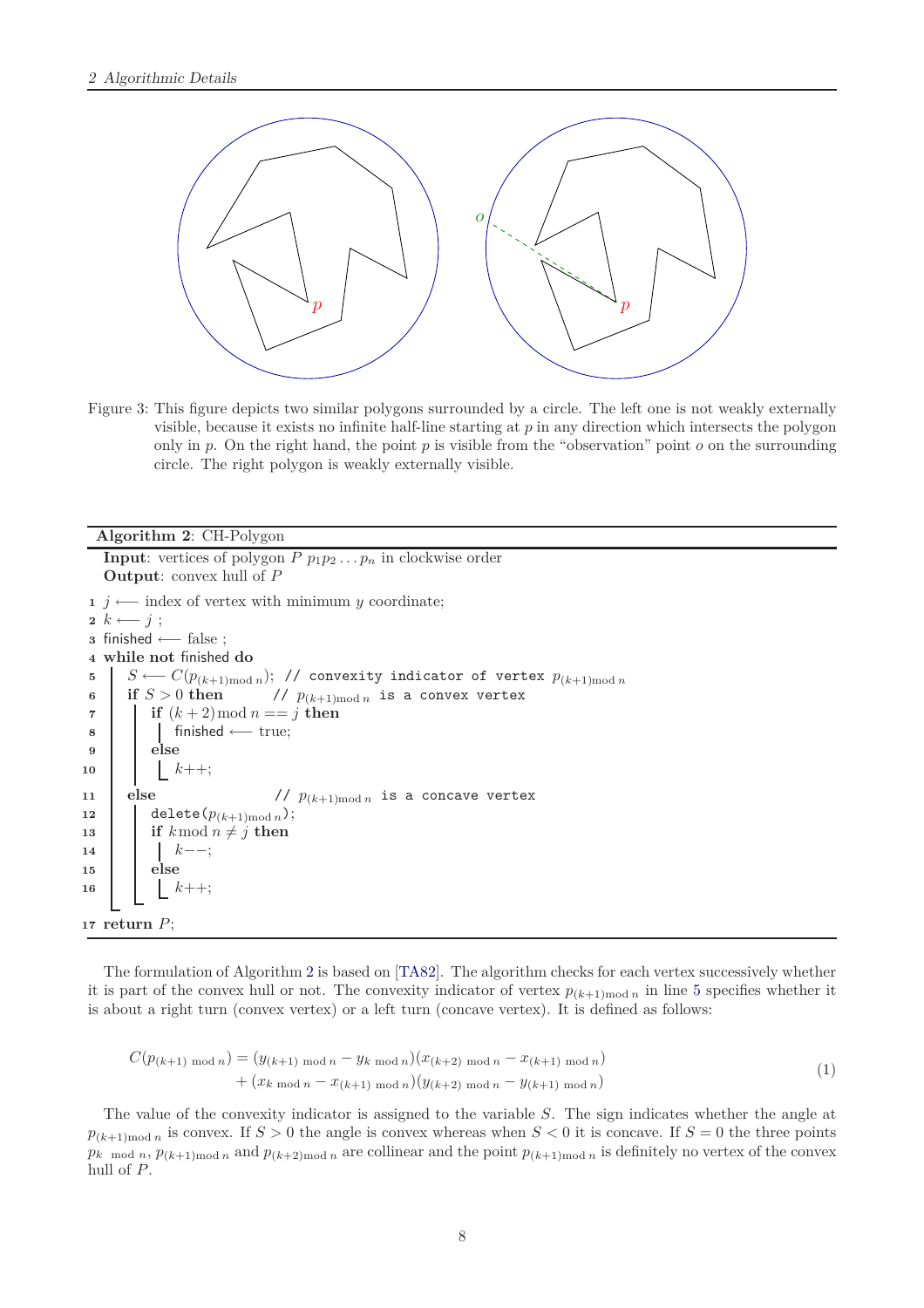Figure 3: This figure depicts two similar polygons surrounded by a circle. The left one is not weakly externally visible, because it exists no infinite half-line starting at $p$ in any direction which intersects the polygon only in $p$. On the right hand, the point $p$ is visible from the "observation" point $o$ on the surrounding circle. The right polygon is weakly externally visible.

**Algorithm 2**: CH-Polygon

**Input**: vertices of polygon $P$ $p_1 p_2 \dots p_n$ in clockwise order
**Output**: convex hull of $P$

```
1  j ⟵ index of vertex with minimum y coordinate;
2  k ⟵ j ;
3  finished ⟵ false ;
4  while not finished do
5      S ⟵ C(p_{(k+1) mod n}); // convexity indicator of vertex p_{(k+1) mod n}
6      if S > 0 then          // p_{(k+1) mod n} is a convex vertex
7          if (k+2) mod n == j then
8              finished ⟵ true;
9          else
10             k++;
11     else                   // p_{(k+1) mod n} is a concave vertex
12         delete(p_{(k+1) mod n});
13         if k mod n ≠ j then
14             k−−;
15         else
16             k++;
17 return P;
```

The formulation of Algorithm 2 is based on [TA82]. The algorithm checks for each vertex successively whether it is part of the convex hull or not. The convexity indicator of vertex $p_{(k+1) \bmod n}$ in line 5 specifies whether it is about a right turn (convex vertex) or a left turn (concave vertex). It is defined as follows:

$$C(p_{(k+1) \bmod n}) = (y_{(k+1) \bmod n} - y_{k \bmod n})(x_{(k+2) \bmod n} - x_{(k+1) \bmod n}) + (x_{k \bmod n} - x_{(k+1) \bmod n})(y_{(k+2) \bmod n} - y_{(k+1) \bmod n}) \tag{1}$$

The value of the convexity indicator is assigned to the variable $S$. The sign indicates whether the angle at $p_{(k+1) \bmod n}$ is convex. If $S > 0$ the angle is convex whereas when $S < 0$ it is concave. If $S = 0$ the three points $p_{k \bmod n}$, $p_{(k+1) \bmod n}$ and $p_{(k+2) \bmod n}$ are collinear and the point $p_{(k+1) \bmod n}$ is definitely no vertex of the convex hull of $P$.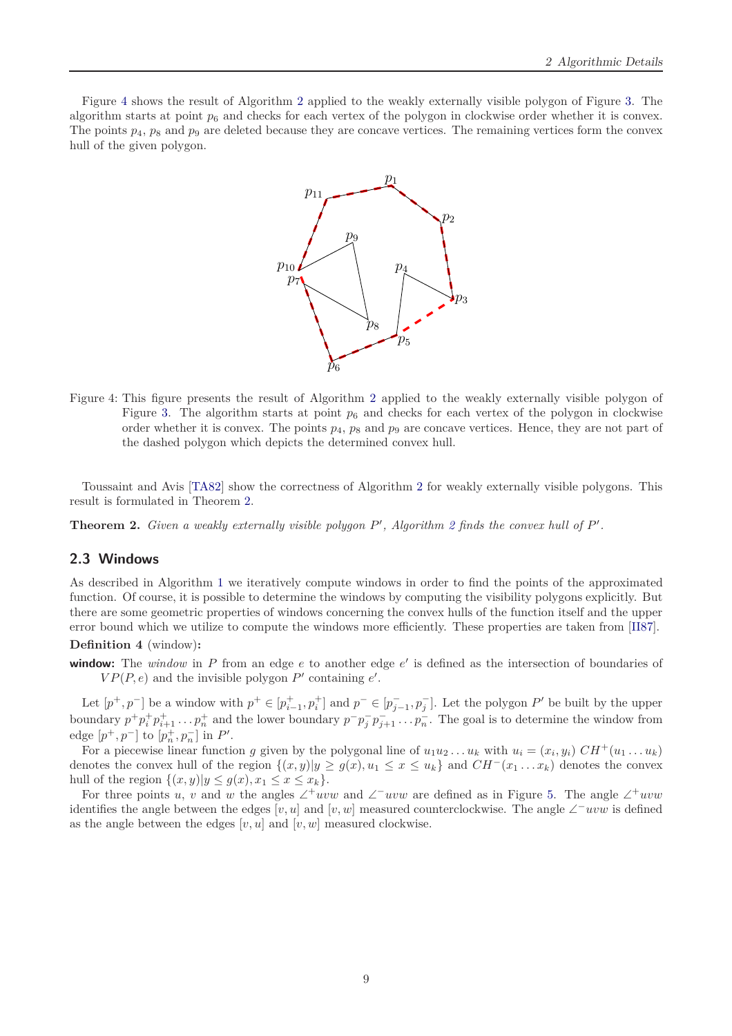Figure 4 shows the result of Algorithm 2 applied to the weakly externally visible polygon of Figure 3. The algorithm starts at point $p_6$ and checks for each vertex of the polygon in clockwise order whether it is convex. The points $p_4$, $p_8$ and $p_9$ are deleted because they are concave vertices. The remaining vertices form the convex hull of the given polygon.

Figure 4: This figure presents the result of Algorithm 2 applied to the weakly externally visible polygon of Figure 3. The algorithm starts at point $p_6$ and checks for each vertex of the polygon in clockwise order whether it is convex. The points $p_4$, $p_8$ and $p_9$ are concave vertices. Hence, they are not part of the dashed polygon which depicts the determined convex hull.

Toussaint and Avis [TA82] show the correctness of Algorithm 2 for weakly externally visible polygons. This result is formulated in Theorem 2.

**Theorem 2.** *Given a weakly externally visible polygon $P'$, Algorithm 2 finds the convex hull of $P'$.*

## 2.3 Windows

As described in Algorithm 1 we iteratively compute windows in order to find the points of the approximated function. Of course, it is possible to determine the windows by computing the visibility polygons explicitly. But there are some geometric properties of windows concerning the convex hulls of the function itself and the upper error bound which we utilize to compute the windows more efficiently. These properties are taken from [II87].

**Definition 4** (window)**:**

**window:** The *window* in $P$ from an edge $e$ to another edge $e'$ is defined as the intersection of boundaries of $VP(P, e)$ and the invisible polygon $P'$ containing $e'$.

Let $[p^+, p^-]$ be a window with $p^+ \in [p^+_{i-1}, p^+_i]$ and $p^- \in [p^-_{j-1}, p^-_j]$. Let the polygon $P'$ be built by the upper boundary $p^+ p^+_i p^+_{i+1} \ldots p^+_n$ and the lower boundary $p^- p^-_j p^-_{j+1} \ldots p^-_n$. The goal is to determine the window from edge $[p^+, p^-]$ to $[p^+_n, p^-_n]$ in $P'$.

For a piecewise linear function $g$ given by the polygonal line of $u_1 u_2 \ldots u_k$ with $u_i = (x_i, y_i)$ $CH^+(u_1 \ldots u_k)$ denotes the convex hull of the region $\{(x, y) | y \geq g(x), u_1 \leq x \leq u_k\}$ and $CH^-(x_1 \ldots x_k)$ denotes the convex hull of the region $\{(x, y) | y \leq g(x), x_1 \leq x \leq x_k\}$.

For three points $u$, $v$ and $w$ the angles $\angle^+ uvw$ and $\angle^- uvw$ are defined as in Figure 5. The angle $\angle^+ uvw$ identifies the angle between the edges $[v, u]$ and $[v, w]$ measured counterclockwise. The angle $\angle^- uvw$ is defined as the angle between the edges $[v, u]$ and $[v, w]$ measured clockwise.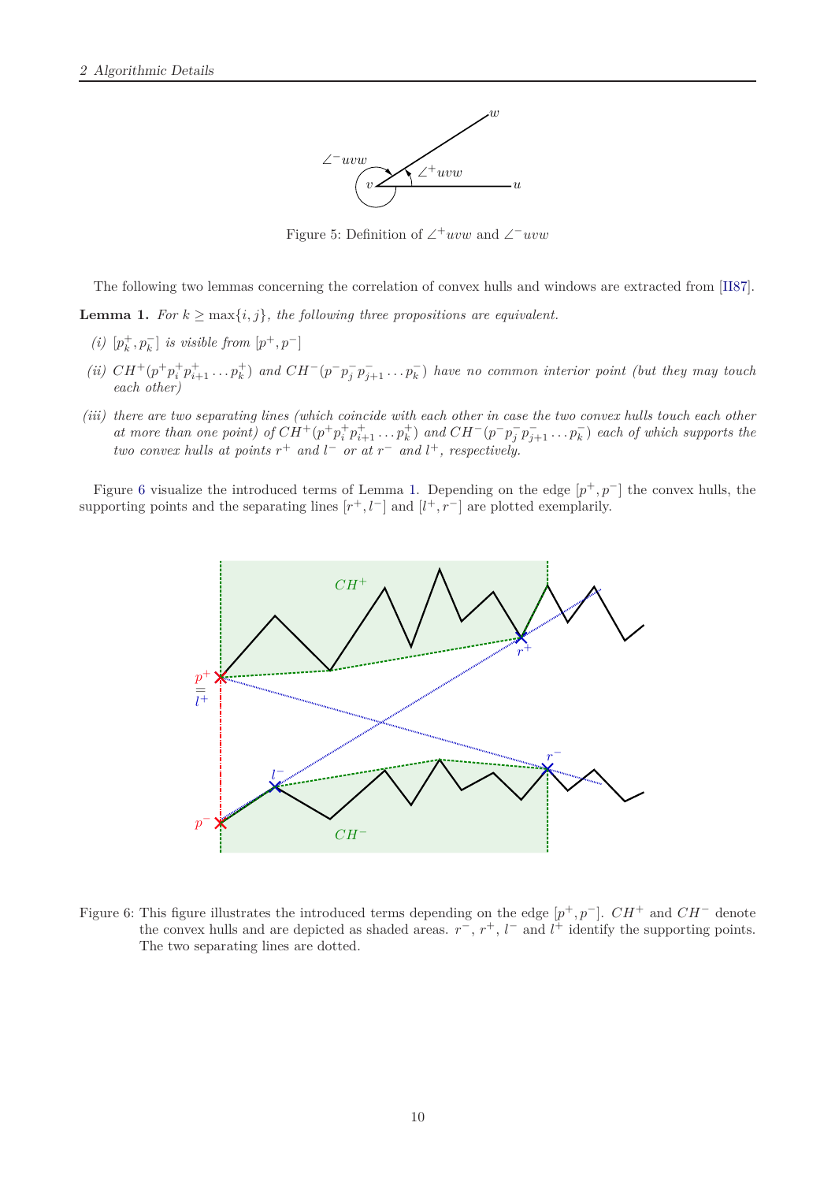Figure 5: Definition of $\angle^+ uvw$ and $\angle^- uvw$

The following two lemmas concerning the correlation of convex hulls and windows are extracted from [II87].

**Lemma 1.** *For $k \geq \max\{i, j\}$, the following three propositions are equivalent.*

*(i)* $[p_k^+, p_k^-]$ *is visible from* $[p^+, p^-]$

*(ii)* $CH^+(p^+ p_i^+ p_{i+1}^+ \dots p_k^+)$ *and* $CH^-(p^- p_j^- p_{j+1}^- \dots p_k^-)$ *have no common interior point (but they may touch each other)*

*(iii) there are two separating lines (which coincide with each other in case the two convex hulls touch each other at more than one point) of* $CH^+(p^+ p_i^+ p_{i+1}^+ \dots p_k^+)$ *and* $CH^-(p^- p_j^- p_{j+1}^- \dots p_k^-)$ *each of which supports the two convex hulls at points* $r^+$ *and* $l^-$ *or at* $r^-$ *and* $l^+$*, respectively.*

Figure 6 visualize the introduced terms of Lemma 1. Depending on the edge $[p^+, p^-]$ the convex hulls, the supporting points and the separating lines $[r^+, l^-]$ and $[l^+, r^-]$ are plotted exemplarily.

Figure 6: This figure illustrates the introduced terms depending on the edge $[p^+, p^-]$. $CH^+$ and $CH^-$ denote the convex hulls and are depicted as shaded areas. $r^-$, $r^+$, $l^-$ and $l^+$ identify the supporting points. The two separating lines are dotted.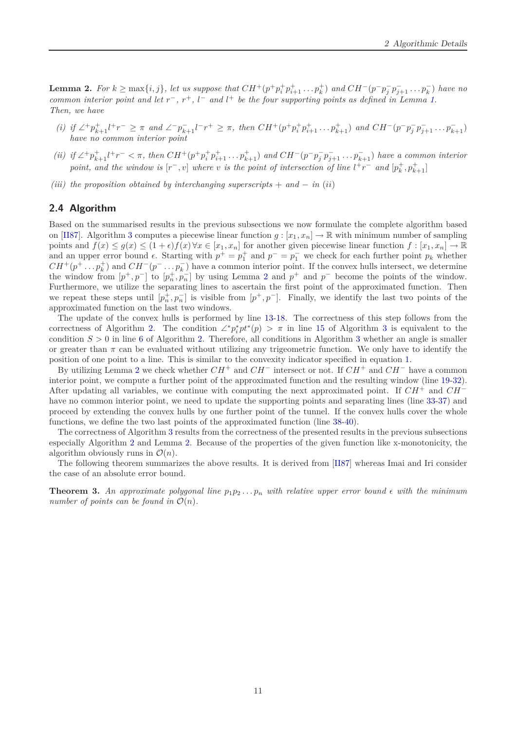**Lemma 2.** *For $k \geq \max\{i, j\}$, let us suppose that $CH^+(p^+ p_i^+ p_{i+1}^+ \dots p_k^+)$ and $CH^-(p^- p_j^- p_{j+1}^- \dots p_k^-)$ have no common interior point and let $r^-$, $r^+$, $l^-$ and $l^+$ be the four supporting points as defined in Lemma 1. Then, we have*

*(i) if $\angle^+ p_{k+1}^+ l^+ r^- \geq \pi$ and $\angle^- p_{k+1}^- l^- r^+ \geq \pi$, then $CH^+(p^+ p_i^+ p_{i+1}^+ \dots p_{k+1}^+)$ and $CH^-(p^- p_j^- p_{j+1}^- \dots p_{k+1}^-)$ have no common interior point*

*(ii) if $\angle^+ p_{k+1}^+ l^+ r^- < \pi$, then $CH^+(p^+ p_i^+ p_{i+1}^+ \dots p_{k+1}^+)$ and $CH^-(p^- p_j^- p_{j+1}^- \dots p_{k+1}^-)$ have a common interior point, and the window is $[r^-, v]$ where $v$ is the point of intersection of line $l^+ r^-$ and $[p_k^+, p_{k+1}^+]$*

*(iii) the proposition obtained by interchanging superscripts + and − in (ii)*

## 2.4 Algorithm

Based on the summarised results in the previous subsections we now formulate the complete algorithm based on [II87]. Algorithm 3 computes a piecewise linear function $g : [x_1, x_n] \to \mathbb{R}$ with minimum number of sampling points and $f(x) \leq g(x) \leq (1+\epsilon) f(x) \forall x \in [x_1, x_n]$ for another given piecewise linear function $f : [x_1, x_n] \to \mathbb{R}$ and an upper error bound $\epsilon$. Starting with $p^+ = p_1^+$ and $p^- = p_1^-$ we check for each further point $p_k$ whether $CH^+(p^+ \dots p_k^+)$ and $CH^-(p^- \dots p_k^-)$ have a common interior point. If the convex hulls intersect, we determine the window from $[p^+, p^-]$ to $[p_n^+, p_n^-]$ by using Lemma 2 and $p^+$ and $p^-$ become the points of the window. Furthermore, we utilize the separating lines to ascertain the first point of the approximated function. Then we repeat these steps until $[p_n^+, p_n^-]$ is visible from $[p^+, p^-]$. Finally, we identify the last two points of the approximated function on the last two windows.

The update of the convex hulls is performed by line 13-18. The correctness of this step follows from the correctness of Algorithm 2. The condition $\angle^* p_i^* pt^*(p) > \pi$ in line 15 of Algorithm 3 is equivalent to the condition $S > 0$ in line 6 of Algorithm 2. Therefore, all conditions in Algorithm 3 whether an angle is smaller or greater than $\pi$ can be evaluated without utilizing any trigeometric function. We only have to identify the position of one point to a line. This is similar to the convexity indicator specified in equation 1.

By utilizing Lemma 2 we check whether $CH^+$ and $CH^-$ intersect or not. If $CH^+$ and $CH^-$ have a common interior point, we compute a further point of the approximated function and the resulting window (line 19-32). After updating all variables, we continue with computing the next approximated point. If $CH^+$ and $CH^-$ have no common interior point, we need to update the supporting points and separating lines (line 33-37) and proceed by extending the convex hulls by one further point of the tunnel. If the convex hulls cover the whole functions, we define the two last points of the approximated function (line 38-40).

The correctness of Algorithm 3 results from the correctness of the presented results in the previous subsections especially Algorithm 2 and Lemma 2. Because of the properties of the given function like x-monotonicity, the algorithm obviously runs in $\mathcal{O}(n)$.

The following theorem summarizes the above results. It is derived from [II87] whereas Imai and Iri consider the case of an absolute error bound.

**Theorem 3.** *An approximate polygonal line $p_1 p_2 \dots p_n$ with relative upper error bound $\epsilon$ with the minimum number of points can be found in $\mathcal{O}(n)$.*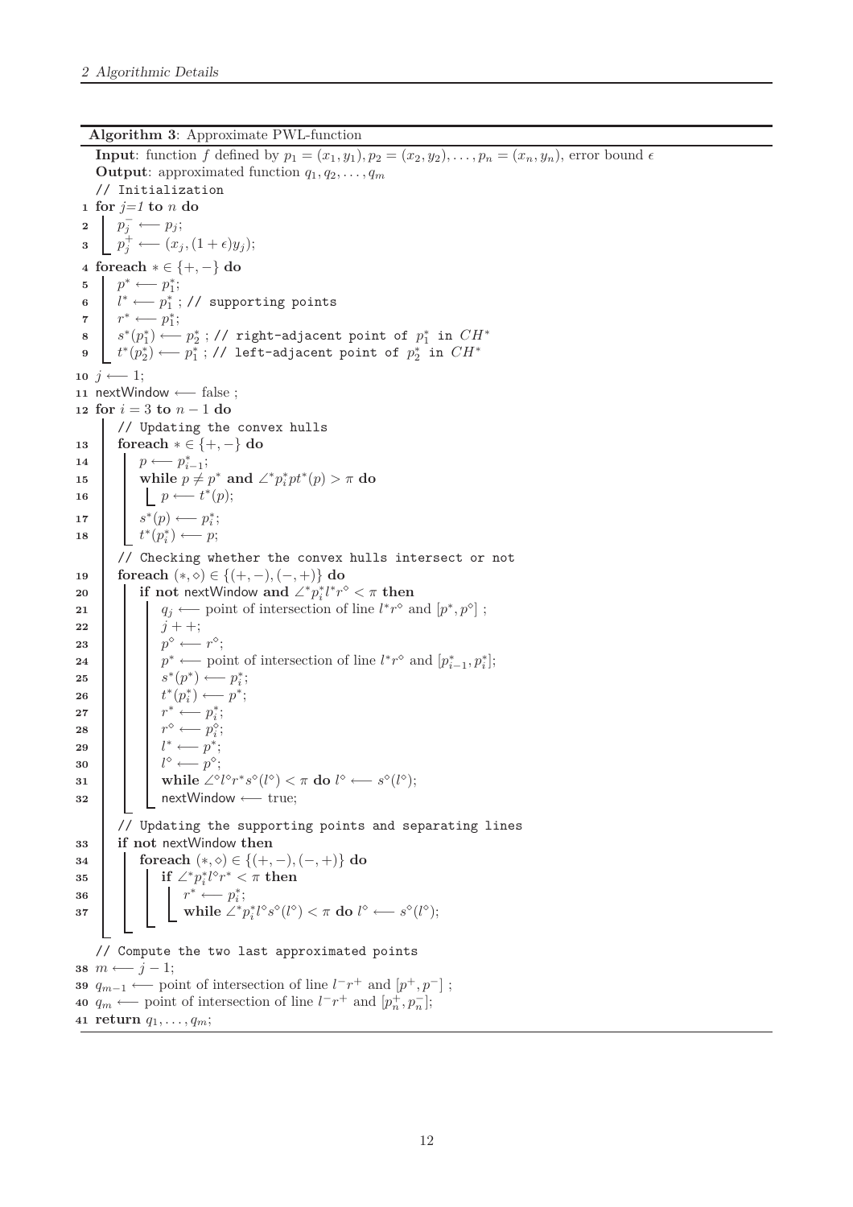**Algorithm 3**: Approximate PWL-function

**Input**: function $f$ defined by $p_1 = (x_1, y_1), p_2 = (x_2, y_2), \ldots, p_n = (x_n, y_n)$, error bound $\epsilon$

**Output**: approximated function $q_1, q_2, \ldots, q_m$

```
    // Initialization
 1  for j=1 to n do
 2      p_j^- ⟵ p_j;
 3      p_j^+ ⟵ (x_j, (1+ε)y_j);
 4  foreach * ∈ {+,−} do
 5      p^* ⟵ p_1^*;
 6      l^* ⟵ p_1^* ; // supporting points
 7      r^* ⟵ p_1^*;
 8      s^*(p_1^*) ⟵ p_2^* ; // right-adjacent point of p_1^* in CH^*
 9      t^*(p_2^*) ⟵ p_1^* ; // left-adjacent point of p_2^* in CH^*
10  j ⟵ 1;
11  nextWindow ⟵ false ;
12  for i = 3 to n − 1 do
        // Updating the convex hulls
13      foreach * ∈ {+,−} do
14          p ⟵ p_{i−1}^*;
15          while p ≠ p^* and ∠^* p_i^* p t^*(p) > π do
16              p ⟵ t^*(p);
17          s^*(p) ⟵ p_i^*;
18          t^*(p_i^*) ⟵ p;
        // Checking whether the convex hulls intersect or not
19      foreach (*,◇) ∈ {(+,−),(−,+)} do
20          if not nextWindow and ∠^* p_i^* l^* r^◇ < π then
21              q_j ⟵ point of intersection of line l^* r^◇ and [p^*, p^◇] ;
22              j++;
23              p^◇ ⟵ r^◇;
24              p^* ⟵ point of intersection of line l^* r^◇ and [p_{i−1}^*, p_i^*];
25              s^*(p^*) ⟵ p_i^*;
26              t^*(p_i^*) ⟵ p^*;
27              r^* ⟵ p_i^*;
28              r^◇ ⟵ p_i^◇;
29              l^* ⟵ p^*;
30              l^◇ ⟵ p^◇;
31              while ∠^◇ l^◇ r^* s^◇(l^◇) < π do l^◇ ⟵ s^◇(l^◇);
32              nextWindow ⟵ true;
        // Updating the supporting points and separating lines
33      if not nextWindow then
34          foreach (*,◇) ∈ {(+,−),(−,+)} do
35              if ∠^* p_i^* l^◇ r^* < π then
36                  r^* ⟵ p_i^*;
37                  while ∠^* p_i^* l^◇ s^◇(l^◇) < π do l^◇ ⟵ s^◇(l^◇);
    // Compute the two last approximated points
38  m ⟵ j − 1;
39  q_{m−1} ⟵ point of intersection of line l^− r^+ and [p^+, p^−] ;
40  q_m ⟵ point of intersection of line l^− r^+ and [p_n^+, p_n^−];
41  return q_1, ..., q_m;
```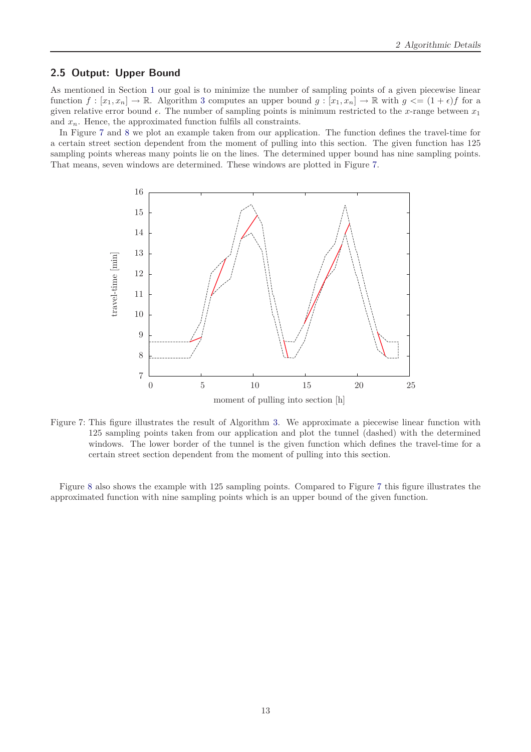## 2.5 Output: Upper Bound

As mentioned in Section 1 our goal is to minimize the number of sampling points of a given piecewise linear function $f : [x_1, x_n] \to \mathbb{R}$. Algorithm 3 computes an upper bound $g : [x_1, x_n] \to \mathbb{R}$ with $g <= (1 + \epsilon)f$ for a given relative error bound $\epsilon$. The number of sampling points is minimum restricted to the $x$-range between $x_1$ and $x_n$. Hence, the approximated function fulfils all constraints.

In Figure 7 and 8 we plot an example taken from our application. The function defines the travel-time for a certain street section dependent from the moment of pulling into this section. The given function has 125 sampling points whereas many points lie on the lines. The determined upper bound has nine sampling points. That means, seven windows are determined. These windows are plotted in Figure 7.

Figure 7: This figure illustrates the result of Algorithm 3. We approximate a piecewise linear function with 125 sampling points taken from our application and plot the tunnel (dashed) with the determined windows. The lower border of the tunnel is the given function which defines the travel-time for a certain street section dependent from the moment of pulling into this section.

Figure 8 also shows the example with 125 sampling points. Compared to Figure 7 this figure illustrates the approximated function with nine sampling points which is an upper bound of the given function.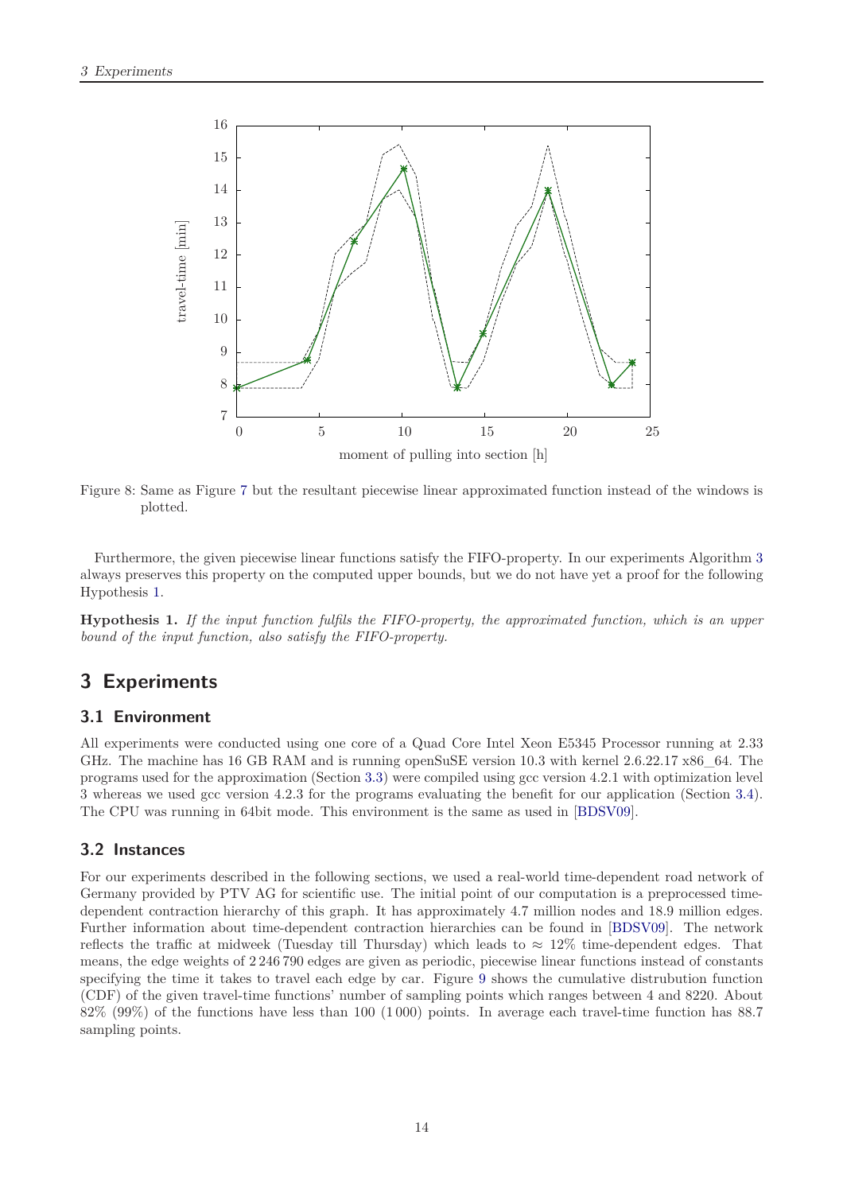Figure 8: Same as Figure 7 but the resultant piecewise linear approximated function instead of the windows is plotted.

Furthermore, the given piecewise linear functions satisfy the FIFO-property. In our experiments Algorithm 3 always preserves this property on the computed upper bounds, but we do not have yet a proof for the following Hypothesis 1.

**Hypothesis 1.** *If the input function fulfils the FIFO-property, the approximated function, which is an upper bound of the input function, also satisfy the FIFO-property.*

## 3 Experiments

### 3.1 Environment

All experiments were conducted using one core of a Quad Core Intel Xeon E5345 Processor running at 2.33 GHz. The machine has 16 GB RAM and is running openSuSE version 10.3 with kernel 2.6.22.17 x86_64. The programs used for the approximation (Section 3.3) were compiled using gcc version 4.2.1 with optimization level 3 whereas we used gcc version 4.2.3 for the programs evaluating the benefit for our application (Section 3.4). The CPU was running in 64bit mode. This environment is the same as used in [BDSV09].

### 3.2 Instances

For our experiments described in the following sections, we used a real-world time-dependent road network of Germany provided by PTV AG for scientific use. The initial point of our computation is a preprocessed time-dependent contraction hierarchy of this graph. It has approximately 4.7 million nodes and 18.9 million edges. Further information about time-dependent contraction hierarchies can be found in [BDSV09]. The network reflects the traffic at midweek (Tuesday till Thursday) which leads to $\approx 12\%$ time-dependent edges. That means, the edge weights of 2 246 790 edges are given as periodic, piecewise linear functions instead of constants specifying the time it takes to travel each edge by car. Figure 9 shows the cumulative distrubution function (CDF) of the given travel-time functions' number of sampling points which ranges between 4 and 8220. About 82% (99%) of the functions have less than 100 (1 000) points. In average each travel-time function has 88.7 sampling points.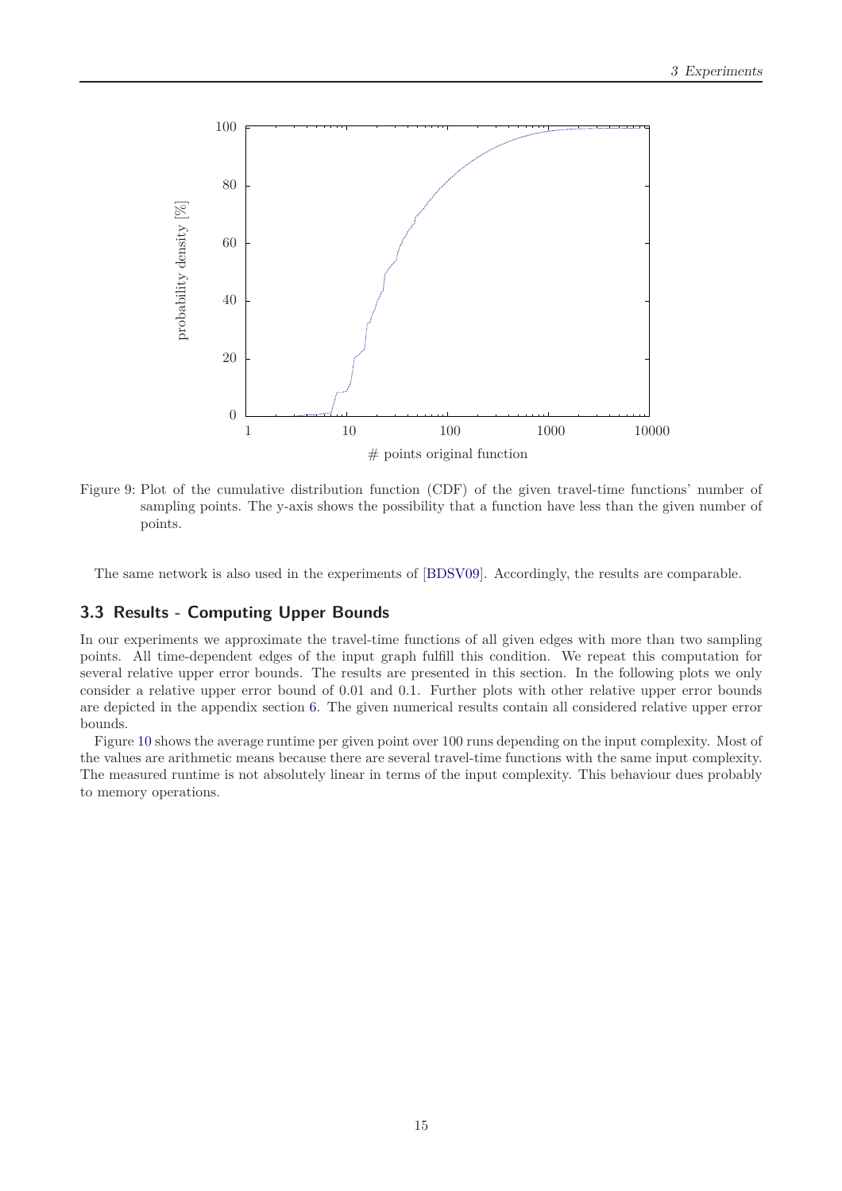Figure 9: Plot of the cumulative distribution function (CDF) of the given travel-time functions' number of sampling points. The y-axis shows the possibility that a function have less than the given number of points.

The same network is also used in the experiments of [BDSV09]. Accordingly, the results are comparable.

### 3.3 Results - Computing Upper Bounds

In our experiments we approximate the travel-time functions of all given edges with more than two sampling points. All time-dependent edges of the input graph fulfill this condition. We repeat this computation for several relative upper error bounds. The results are presented in this section. In the following plots we only consider a relative upper error bound of 0.01 and 0.1. Further plots with other relative upper error bounds are depicted in the appendix section 6. The given numerical results contain all considered relative upper error bounds.

Figure 10 shows the average runtime per given point over 100 runs depending on the input complexity. Most of the values are arithmetic means because there are several travel-time functions with the same input complexity. The measured runtime is not absolutely linear in terms of the input complexity. This behaviour dues probably to memory operations.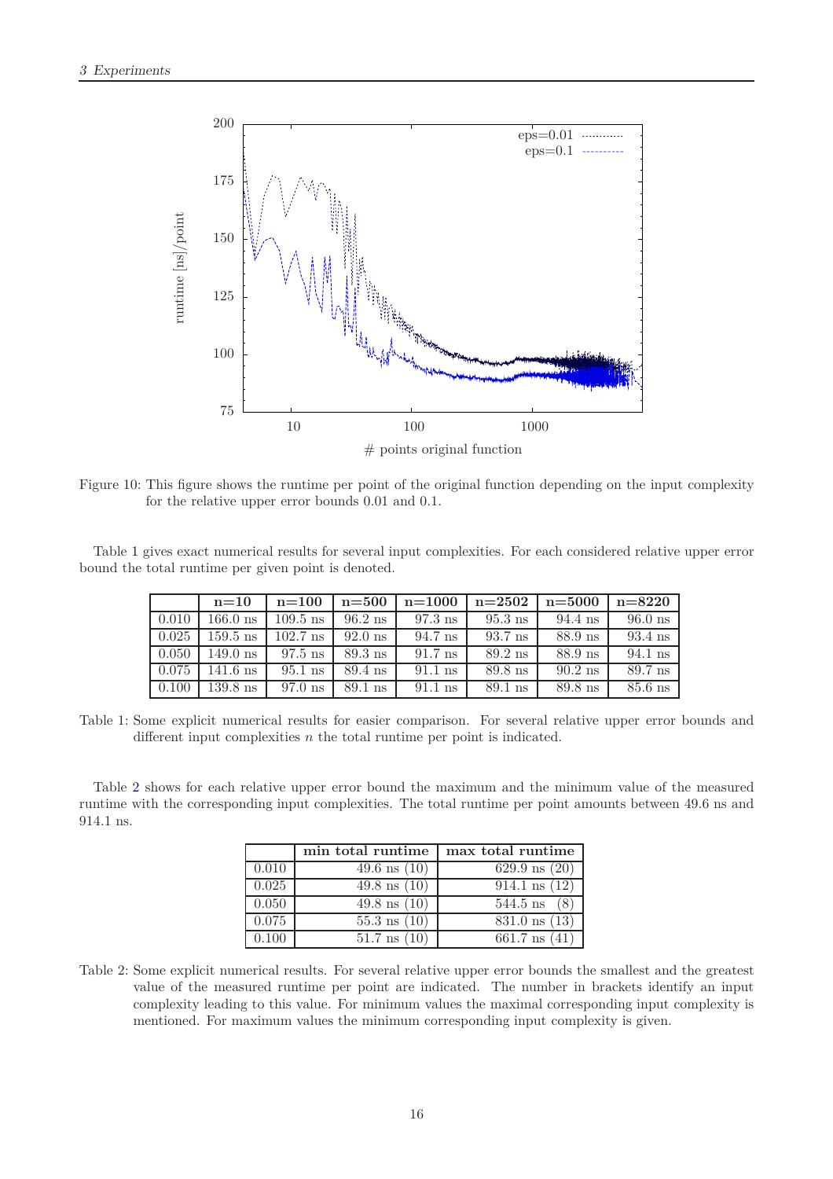Figure 10: This figure shows the runtime per point of the original function depending on the input complexity for the relative upper error bounds 0.01 and 0.1.

Table 1 gives exact numerical results for several input complexities. For each considered relative upper error bound the total runtime per given point is denoted.

| | n=10 | n=100 | n=500 | n=1000 | n=2502 | n=5000 | n=8220 |
|---|---|---|---|---|---|---|---|
| 0.010 | 166.0 ns | 109.5 ns | 96.2 ns | 97.3 ns | 95.3 ns | 94.4 ns | 96.0 ns |
| 0.025 | 159.5 ns | 102.7 ns | 92.0 ns | 94.7 ns | 93.7 ns | 88.9 ns | 93.4 ns |
| 0.050 | 149.0 ns | 97.5 ns | 89.3 ns | 91.7 ns | 89.2 ns | 88.9 ns | 94.1 ns |
| 0.075 | 141.6 ns | 95.1 ns | 89.4 ns | 91.1 ns | 89.8 ns | 90.2 ns | 89.7 ns |
| 0.100 | 139.8 ns | 97.0 ns | 89.1 ns | 91.1 ns | 89.1 ns | 89.8 ns | 85.6 ns |

Table 1: Some explicit numerical results for easier comparison. For several relative upper error bounds and different input complexities $n$ the total runtime per point is indicated.

Table 2 shows for each relative upper error bound the maximum and the minimum value of the measured runtime with the corresponding input complexities. The total runtime per point amounts between 49.6 ns and 914.1 ns.

| | min total runtime | max total runtime |
|---|---|---|
| 0.010 | 49.6 ns (10) | 629.9 ns (20) |
| 0.025 | 49.8 ns (10) | 914.1 ns (12) |
| 0.050 | 49.8 ns (10) | 544.5 ns (8) |
| 0.075 | 55.3 ns (10) | 831.0 ns (13) |
| 0.100 | 51.7 ns (10) | 661.7 ns (41) |

Table 2: Some explicit numerical results. For several relative upper error bounds the smallest and the greatest value of the measured runtime per point are indicated. The number in brackets identify an input complexity leading to this value. For minimum values the maximal corresponding input complexity is mentioned. For maximum values the minimum corresponding input complexity is given.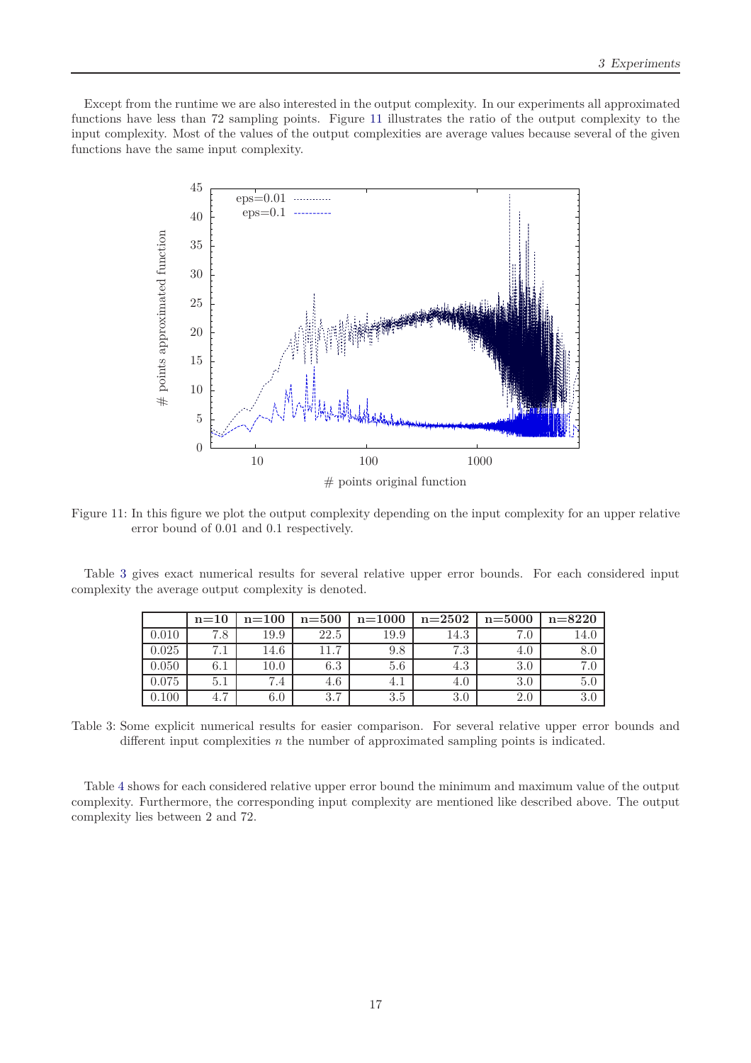Except from the runtime we are also interested in the output complexity. In our experiments all approximated functions have less than 72 sampling points. Figure 11 illustrates the ratio of the output complexity to the input complexity. Most of the values of the output complexities are average values because several of the given functions have the same input complexity.

Figure 11: In this figure we plot the output complexity depending on the input complexity for an upper relative error bound of 0.01 and 0.1 respectively.

Table 3 gives exact numerical results for several relative upper error bounds. For each considered input complexity the average output complexity is denoted.

| | n=10 | n=100 | n=500 | n=1000 | n=2502 | n=5000 | n=8220 |
|---|---|---|---|---|---|---|---|
| 0.010 | 7.8 | 19.9 | 22.5 | 19.9 | 14.3 | 7.0 | 14.0 |
| 0.025 | 7.1 | 14.6 | 11.7 | 9.8 | 7.3 | 4.0 | 8.0 |
| 0.050 | 6.1 | 10.0 | 6.3 | 5.6 | 4.3 | 3.0 | 7.0 |
| 0.075 | 5.1 | 7.4 | 4.6 | 4.1 | 4.0 | 3.0 | 5.0 |
| 0.100 | 4.7 | 6.0 | 3.7 | 3.5 | 3.0 | 2.0 | 3.0 |

Table 3: Some explicit numerical results for easier comparison. For several relative upper error bounds and different input complexities $n$ the number of approximated sampling points is indicated.

Table 4 shows for each considered relative upper error bound the minimum and maximum value of the output complexity. Furthermore, the corresponding input complexity are mentioned like described above. The output complexity lies between 2 and 72.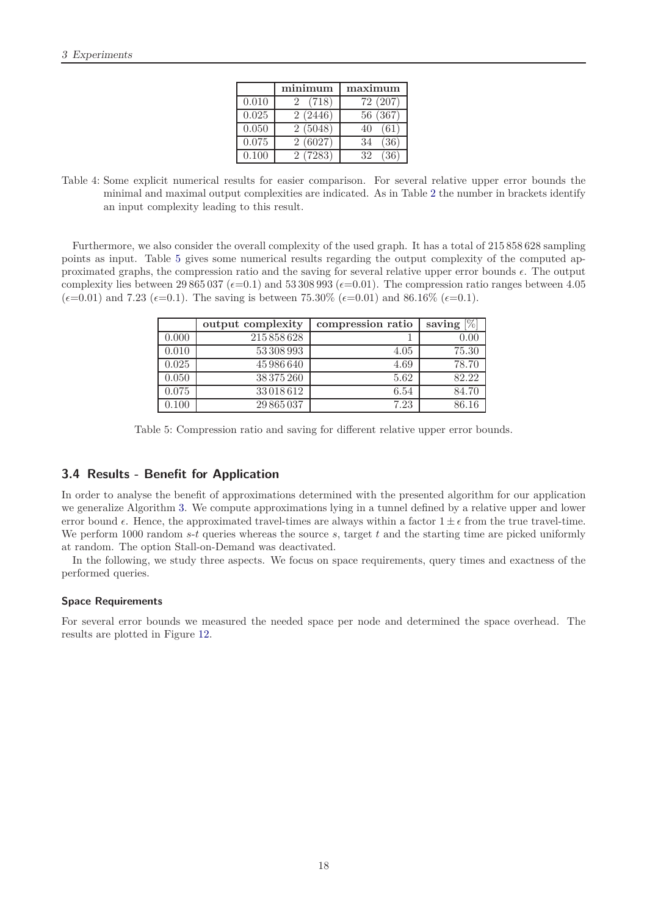|  | minimum | maximum |
|---|---|---|
| 0.010 | 2 (718) | 72 (207) |
| 0.025 | 2 (2446) | 56 (367) |
| 0.050 | 2 (5048) | 40 (61) |
| 0.075 | 2 (6027) | 34 (36) |
| 0.100 | 2 (7283) | 32 (36) |

Table 4: Some explicit numerical results for easier comparison. For several relative upper error bounds the minimal and maximal output complexities are indicated. As in Table 2 the number in brackets identify an input complexity leading to this result.

Furthermore, we also consider the overall complexity of the used graph. It has a total of 215 858 628 sampling points as input. Table 5 gives some numerical results regarding the output complexity of the computed approximated graphs, the compression ratio and the saving for several relative upper error bounds $\epsilon$. The output complexity lies between 29 865 037 ($\epsilon$=0.1) and 53 308 993 ($\epsilon$=0.01). The compression ratio ranges between 4.05 ($\epsilon$=0.01) and 7.23 ($\epsilon$=0.1). The saving is between 75.30% ($\epsilon$=0.01) and 86.16% ($\epsilon$=0.1).

|  | output complexity | compression ratio | saving [%] |
|---|---|---|---|
| 0.000 | 215 858 628 | 1 | 0.00 |
| 0.010 | 53 308 993 | 4.05 | 75.30 |
| 0.025 | 45 986 640 | 4.69 | 78.70 |
| 0.050 | 38 375 260 | 5.62 | 82.22 |
| 0.075 | 33 018 612 | 6.54 | 84.70 |
| 0.100 | 29 865 037 | 7.23 | 86.16 |

Table 5: Compression ratio and saving for different relative upper error bounds.

## 3.4 Results - Benefit for Application

In order to analyse the benefit of approximations determined with the presented algorithm for our application we generalize Algorithm 3. We compute approximations lying in a tunnel defined by a relative upper and lower error bound $\epsilon$. Hence, the approximated travel-times are always within a factor $1 \pm \epsilon$ from the true travel-time. We perform 1000 random $s$-$t$ queries whereas the source $s$, target $t$ and the starting time are picked uniformly at random. The option Stall-on-Demand was deactivated.

In the following, we study three aspects. We focus on space requirements, query times and exactness of the performed queries.

#### Space Requirements

For several error bounds we measured the needed space per node and determined the space overhead. The results are plotted in Figure 12.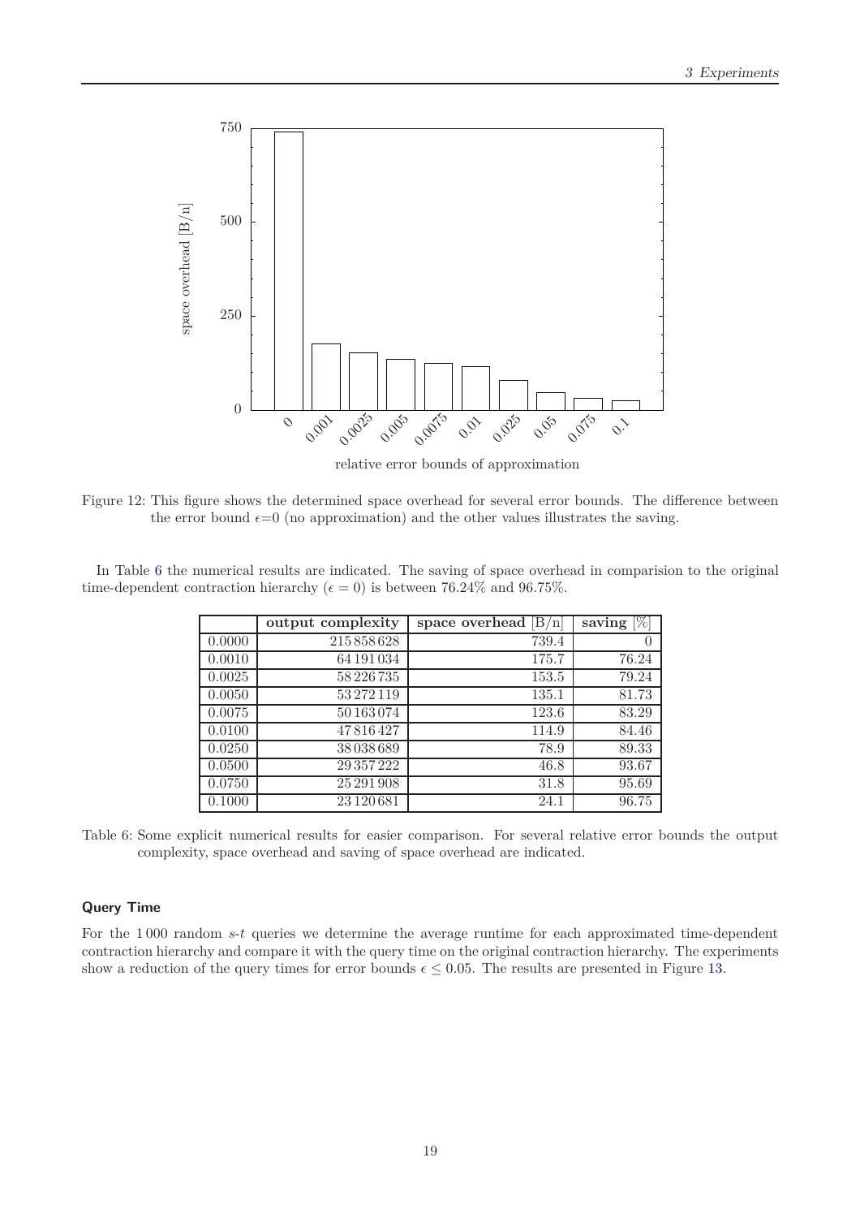Figure 12: This figure shows the determined space overhead for several error bounds. The difference between the error bound $\epsilon$=0 (no approximation) and the other values illustrates the saving.

In Table 6 the numerical results are indicated. The saving of space overhead in comparision to the original time-dependent contraction hierarchy ($\epsilon = 0$) is between 76.24% and 96.75%.

| | **output complexity** | **space overhead** [B/n] | **saving** [%] |
|---|---|---|---|
| 0.0000 | 215 858 628 | 739.4 | 0 |
| 0.0010 | 64 191 034 | 175.7 | 76.24 |
| 0.0025 | 58 226 735 | 153.5 | 79.24 |
| 0.0050 | 53 272 119 | 135.1 | 81.73 |
| 0.0075 | 50 163 074 | 123.6 | 83.29 |
| 0.0100 | 47 816 427 | 114.9 | 84.46 |
| 0.0250 | 38 038 689 | 78.9 | 89.33 |
| 0.0500 | 29 357 222 | 46.8 | 93.67 |
| 0.0750 | 25 291 908 | 31.8 | 95.69 |
| 0.1000 | 23 120 681 | 24.1 | 96.75 |

Table 6: Some explicit numerical results for easier comparison. For several relative error bounds the output complexity, space overhead and saving of space overhead are indicated.

### Query Time

For the 1 000 random *s*-*t* queries we determine the average runtime for each approximated time-dependent contraction hierarchy and compare it with the query time on the original contraction hierarchy. The experiments show a reduction of the query times for error bounds $\epsilon \leq 0.05$. The results are presented in Figure 13.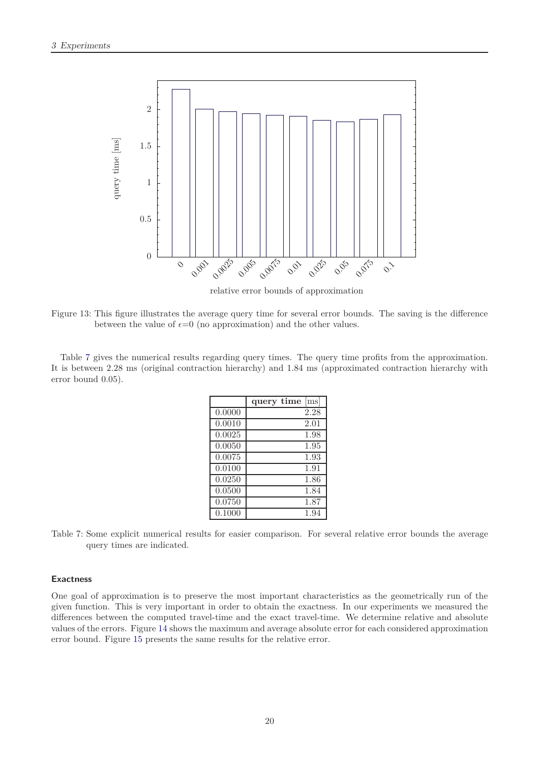Figure 13: This figure illustrates the average query time for several error bounds. The saving is the difference between the value of $\epsilon$=0 (no approximation) and the other values.

Table 7 gives the numerical results regarding query times. The query time profits from the approximation. It is between 2.28 ms (original contraction hierarchy) and 1.84 ms (approximated contraction hierarchy with error bound 0.05).

| | **query time** [ms] |
|---|---|
| 0.0000 | 2.28 |
| 0.0010 | 2.01 |
| 0.0025 | 1.98 |
| 0.0050 | 1.95 |
| 0.0075 | 1.93 |
| 0.0100 | 1.91 |
| 0.0250 | 1.86 |
| 0.0500 | 1.84 |
| 0.0750 | 1.87 |
| 0.1000 | 1.94 |

Table 7: Some explicit numerical results for easier comparison. For several relative error bounds the average query times are indicated.

### Exactness

One goal of approximation is to preserve the most important characteristics as the geometrically run of the given function. This is very important in order to obtain the exactness. In our experiments we measured the differences between the computed travel-time and the exact travel-time. We determine relative and absolute values of the errors. Figure 14 shows the maximum and average absolute error for each considered approximation error bound. Figure 15 presents the same results for the relative error.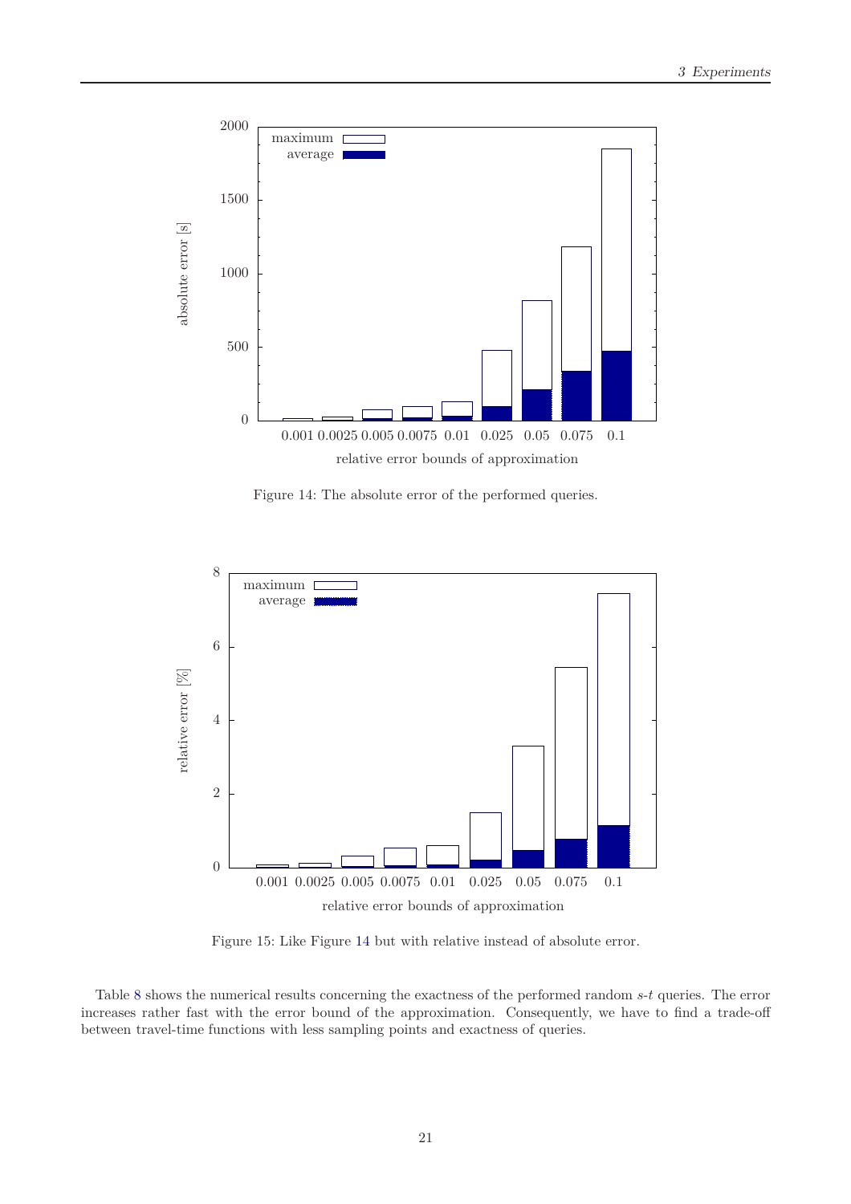Figure 14: The absolute error of the performed queries.

Figure 15: Like Figure 14 but with relative instead of absolute error.

Table 8 shows the numerical results concerning the exactness of the performed random $s$-$t$ queries. The error increases rather fast with the error bound of the approximation. Consequently, we have to find a trade-off between travel-time functions with less sampling points and exactness of queries.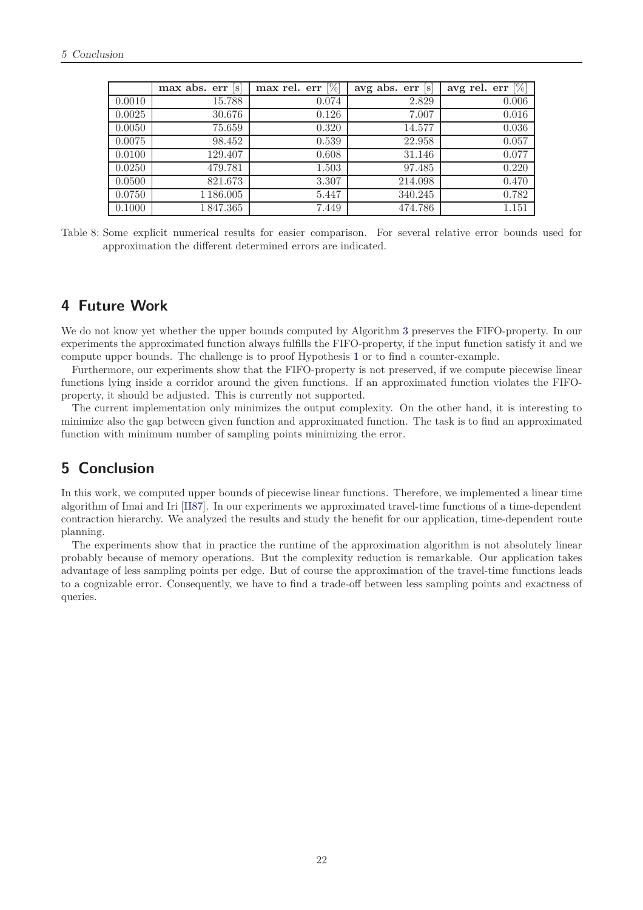|  | **max abs. err** [s] | **max rel. err** [%] | **avg abs. err** [s] | **avg rel. err** [%] |
|---|---|---|---|---|
| 0.0010 | 15.788 | 0.074 | 2.829 | 0.006 |
| 0.0025 | 30.676 | 0.126 | 7.007 | 0.016 |
| 0.0050 | 75.659 | 0.320 | 14.577 | 0.036 |
| 0.0075 | 98.452 | 0.539 | 22.958 | 0.057 |
| 0.0100 | 129.407 | 0.608 | 31.146 | 0.077 |
| 0.0250 | 479.781 | 1.503 | 97.485 | 0.220 |
| 0.0500 | 821.673 | 3.307 | 214.098 | 0.470 |
| 0.0750 | 1 186.005 | 5.447 | 340.245 | 0.782 |
| 0.1000 | 1 847.365 | 7.449 | 474.786 | 1.151 |

Table 8: Some explicit numerical results for easier comparison. For several relative error bounds used for approximation the different determined errors are indicated.

## 4 Future Work

We do not know yet whether the upper bounds computed by Algorithm 3 preserves the FIFO-property. In our experiments the approximated function always fulfills the FIFO-property, if the input function satisfy it and we compute upper bounds. The challenge is to proof Hypothesis 1 or to find a counter-example.

Furthermore, our experiments show that the FIFO-property is not preserved, if we compute piecewise linear functions lying inside a corridor around the given functions. If an approximated function violates the FIFO-property, it should be adjusted. This is currently not supported.

The current implementation only minimizes the output complexity. On the other hand, it is interesting to minimize also the gap between given function and approximated function. The task is to find an approximated function with minimum number of sampling points minimizing the error.

## 5 Conclusion

In this work, we computed upper bounds of piecewise linear functions. Therefore, we implemented a linear time algorithm of Imai and Iri [II87]. In our experiments we approximated travel-time functions of a time-dependent contraction hierarchy. We analyzed the results and study the benefit for our application, time-dependent route planning.

The experiments show that in practice the runtime of the approximation algorithm is not absolutely linear probably because of memory operations. But the complexity reduction is remarkable. Our application takes advantage of less sampling points per edge. But of course the approximation of the travel-time functions leads to a cognizable error. Consequently, we have to find a trade-off between less sampling points and exactness of queries.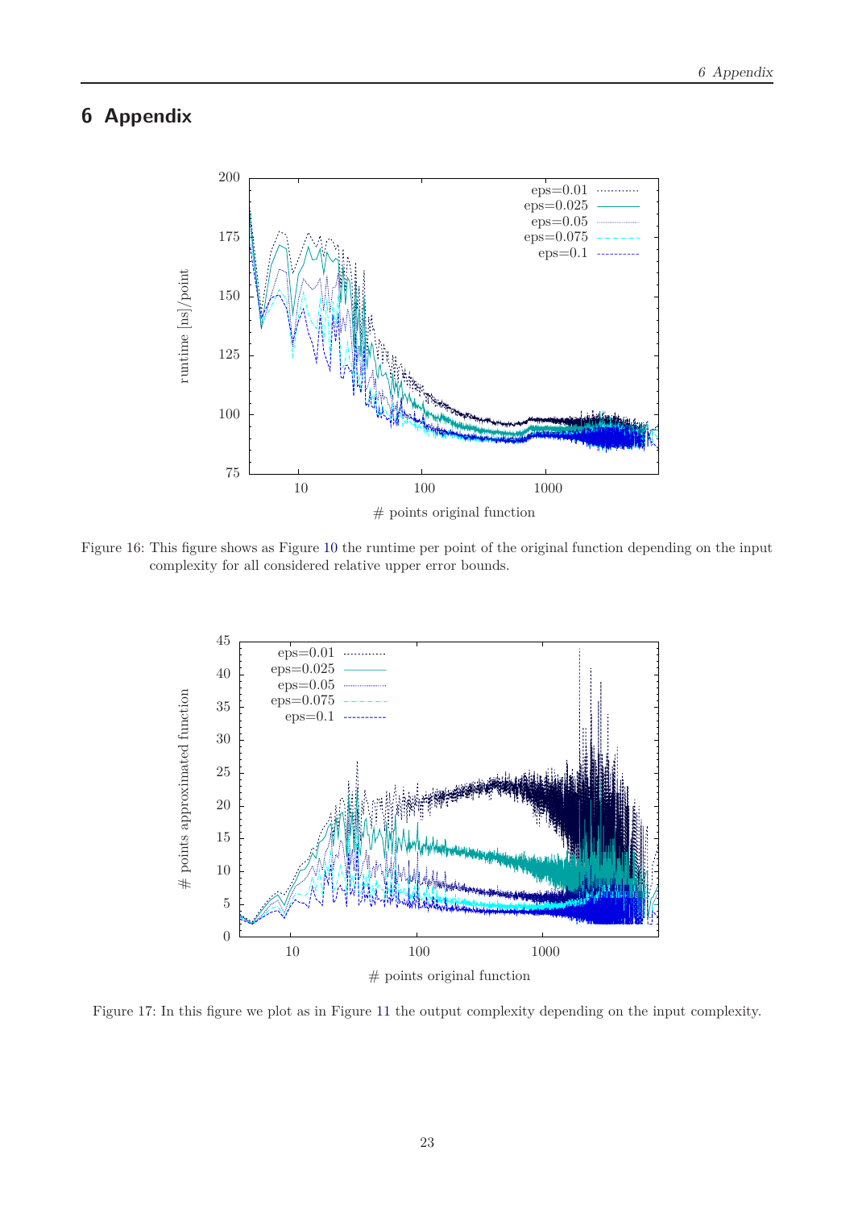# 6 Appendix

Figure 16: This figure shows as Figure 10 the runtime per point of the original function depending on the input complexity for all considered relative upper error bounds.

Figure 17: In this figure we plot as in Figure 11 the output complexity depending on the input complexity.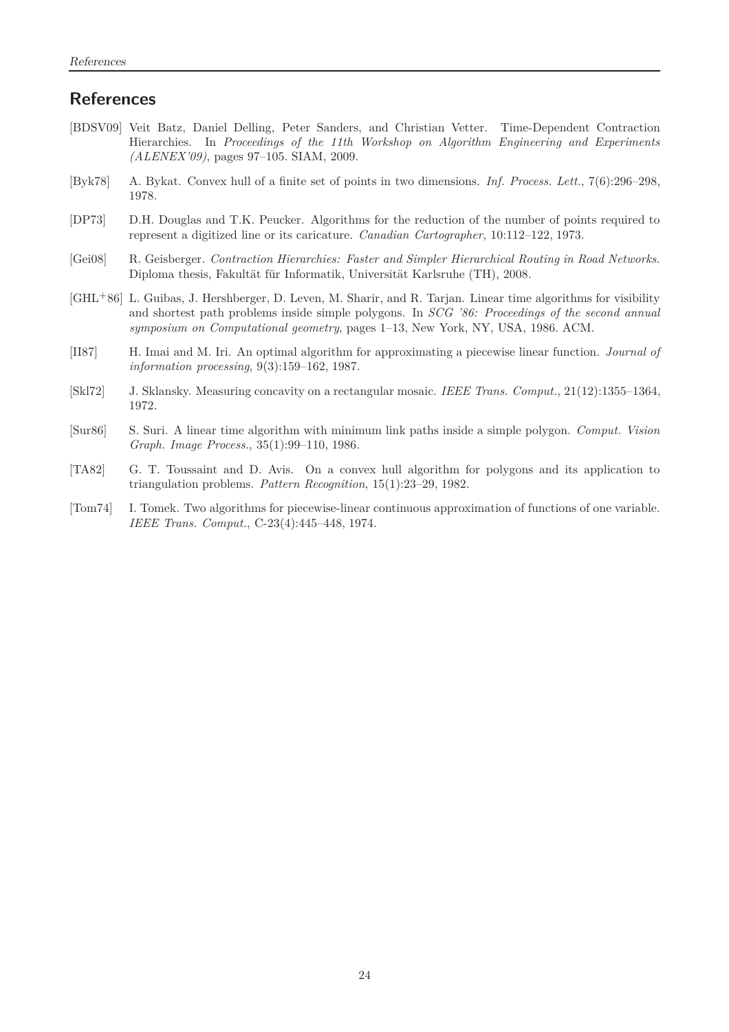## References

[BDSV09] Veit Batz, Daniel Delling, Peter Sanders, and Christian Vetter. Time-Dependent Contraction Hierarchies. In *Proceedings of the 11th Workshop on Algorithm Engineering and Experiments (ALENEX'09)*, pages 97–105. SIAM, 2009.

[Byk78] A. Bykat. Convex hull of a finite set of points in two dimensions. *Inf. Process. Lett.*, 7(6):296–298, 1978.

[DP73] D.H. Douglas and T.K. Peucker. Algorithms for the reduction of the number of points required to represent a digitized line or its caricature. *Canadian Cartographer*, 10:112–122, 1973.

[Gei08] R. Geisberger. *Contraction Hierarchies: Faster and Simpler Hierarchical Routing in Road Networks*. Diploma thesis, Fakultät für Informatik, Universität Karlsruhe (TH), 2008.

[GHL+86] L. Guibas, J. Hershberger, D. Leven, M. Sharir, and R. Tarjan. Linear time algorithms for visibility and shortest path problems inside simple polygons. In *SCG '86: Proceedings of the second annual symposium on Computational geometry*, pages 1–13, New York, NY, USA, 1986. ACM.

[II87] H. Imai and M. Iri. An optimal algorithm for approximating a piecewise linear function. *Journal of information processing*, 9(3):159–162, 1987.

[Skl72] J. Sklansky. Measuring concavity on a rectangular mosaic. *IEEE Trans. Comput.*, 21(12):1355–1364, 1972.

[Sur86] S. Suri. A linear time algorithm with minimum link paths inside a simple polygon. *Comput. Vision Graph. Image Process.*, 35(1):99–110, 1986.

[TA82] G. T. Toussaint and D. Avis. On a convex hull algorithm for polygons and its application to triangulation problems. *Pattern Recognition*, 15(1):23–29, 1982.

[Tom74] I. Tomek. Two algorithms for piecewise-linear continuous approximation of functions of one variable. *IEEE Trans. Comput.*, C-23(4):445–448, 1974.